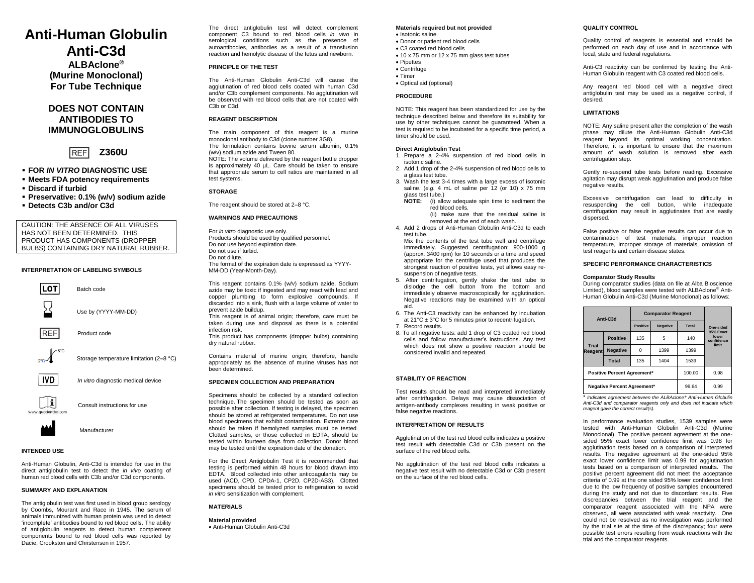# Anti-Human Globulin Anti-C3d

**ALBAclone®**
**(Murine Monoclonal)**
**For Tube Technique**

## DOES NOT CONTAIN ANTIBODIES TO IMMUNOGLOBULINS

REF **Z360U**

- **FOR *IN VITRO* DIAGNOSTIC USE**
- **Meets FDA potency requirements**
- **Discard if turbid**
- **Preservative: 0.1% (w/v) sodium azide**
- **Detects C3b and/or C3d**

CAUTION: THE ABSENCE OF ALL VIRUSES HAS NOT BEEN DETERMINED. THIS PRODUCT HAS COMPONENTS (DROPPER BULBS) CONTAINING DRY NATURAL RUBBER.

### INTERPRETATION OF LABELING SYMBOLS

| Symbol | Meaning |
|---|---|
| LOT | Batch code |
| | Use by (YYYY-MM-DD) |
| REF | Product code |
| 2°C–8°C | Storage temperature limitation (2–8 °C) |
| IVD | *In vitro* diagnostic medical device |
| www.quotientbd.com | Consult instructions for use |
| | Manufacturer |

### INTENDED USE

Anti-Human Globulin, Anti-C3d is intended for use in the direct antiglobulin test to detect the *in vivo* coating of human red blood cells with C3b and/or C3d components.

### SUMMARY AND EXPLANATION

The antiglobulin test was first used in blood group serology by Coombs, Mourant and Race in 1945. The serum of animals immunized with human protein was used to detect 'incomplete' antibodies bound to red blood cells. The ability of antiglobulin reagents to detect human complement components bound to red blood cells was reported by Dacie, Crookston and Christensen in 1957.

The direct antiglobulin test will detect complement component C3 bound to red blood cells *in vivo* in serological conditions such as the presence of autoantibodies, antibodies as a result of a transfusion reaction and hemolytic disease of the fetus and newborn.

### PRINCIPLE OF THE TEST

The Anti-Human Globulin Anti-C3d will cause the agglutination of red blood cells coated with human C3d and/or C3b complement components. No agglutination will be observed with red blood cells that are not coated with C3b or C3d.

### REAGENT DESCRIPTION

The main component of this reagent is a murine monoclonal antibody to C3d (clone number 3G8).
The formulation contains bovine serum albumin, 0.1% (w/v) sodium azide and Tween 80.
NOTE: The volume delivered by the reagent bottle dropper is approximately 40 µL. Care should be taken to ensure that appropriate serum to cell ratios are maintained in all test systems.

### STORAGE

The reagent should be stored at 2–8 °C.

### WARNINGS AND PRECAUTIONS

For *in vitro* diagnostic use only.
Products should be used by qualified personnel.
Do not use beyond expiration date.
Do not use if turbid.
Do not dilute.
The format of the expiration date is expressed as YYYY-MM-DD (Year-Month-Day).

This reagent contains 0.1% (w/v) sodium azide. Sodium azide may be toxic if ingested and may react with lead and copper plumbing to form explosive compounds. If discarded into a sink, flush with a large volume of water to prevent azide buildup.
This reagent is of animal origin; therefore, care must be taken during use and disposal as there is a potential infection risk.
This product has components (dropper bulbs) containing dry natural rubber.

Contains material of murine origin; therefore, handle appropriately as the absence of murine viruses has not been determined.

### SPECIMEN COLLECTION AND PREPARATION

Specimens should be collected by a standard collection technique. The specimen should be tested as soon as possible after collection. If testing is delayed, the specimen should be stored at refrigerated temperatures. Do not use blood specimens that exhibit contamination. Extreme care should be taken if hemolyzed samples must be tested. Clotted samples, or those collected in EDTA, should be tested within fourteen days from collection. Donor blood may be tested until the expiration date of the donation.

For the Direct Antiglobulin Test it is recommended that testing is performed within 48 hours for blood drawn into EDTA. Blood collected into other anticoagulants may be used (ACD, CPD, CPDA-1, CP2D, CP2D-AS3). Clotted specimens should be tested prior to refrigeration to avoid *in vitro* sensitization with complement.

### MATERIALS

**Material provided**
- Anti-Human Globulin Anti-C3d

**Materials required but not provided**
- Isotonic saline
- Donor or patient red blood cells
- C3 coated red blood cells
- 10 x 75 mm or 12 x 75 mm glass test tubes
- Pipettes
- Centrifuge
- Timer
- Optical aid (optional)

### PROCEDURE

NOTE: This reagent has been standardized for use by the technique described below and therefore its suitability for use by other techniques cannot be guaranteed. When a test is required to be incubated for a specific time period, a timer should be used.

**Direct Antiglobulin Test**

1. Prepare a 2-4% suspension of red blood cells in isotonic saline.
2. Add 1 drop of the 2-4% suspension of red blood cells to a glass test tube.
3. Wash the test 3-4 times with a large excess of isotonic saline. (*e.g.* 4 mL of saline per 12 (or 10) x 75 mm glass test tube.)
   **NOTE:** (i) allow adequate spin time to sediment the red blood cells.
   (ii) make sure that the residual saline is removed at the end of each wash.
4. Add 2 drops of Anti-Human Globulin Anti-C3d to each test tube.
   Mix the contents of the test tube well and centrifuge immediately. Suggested centrifugation: 900-1000 g (approx. 3400 rpm) for 10 seconds or a time and speed appropriate for the centrifuge used that produces the strongest reaction of positive tests, yet allows easy re-suspension of negative tests.
5. After centrifugation, gently shake the test tube to dislodge the cell button from the bottom and immediately observe macroscopically for agglutination. Negative reactions may be examined with an optical aid.
6. The Anti-C3 reactivity can be enhanced by incubation at 21°C ± 3°C for 5 minutes prior to recentrifugation.
7. Record results.
8. To all negative tests: add 1 drop of C3 coated red blood cells and follow manufacturer's instructions. Any test which does not show a positive reaction should be considered invalid and repeated.

### STABILITY OF REACTION

Test results should be read and interpreted immediately after centrifugation. Delays may cause dissociation of antigen-antibody complexes resulting in weak positive or false negative reactions.

### INTERPRETATION OF RESULTS

Agglutination of the test red blood cells indicates a positive test result with detectable C3d or C3b present on the surface of the red blood cells.

No agglutination of the test red blood cells indicates a negative test result with no detectable C3d or C3b present on the surface of the red blood cells.

### QUALITY CONTROL

Quality control of reagents is essential and should be performed on each day of use and in accordance with local, state and federal regulations.

Anti-C3 reactivity can be confirmed by testing the Anti-Human Globulin reagent with C3 coated red blood cells.

Any reagent red blood cell with a negative direct antiglobulin test may be used as a negative control, if desired.

### LIMITATIONS

NOTE: Any saline present after the completion of the wash phase may dilute the Anti-Human Globulin Anti-C3d reagent beyond its optimal working concentration. Therefore, it is important to ensure that the maximum amount of wash solution is removed after each centrifugation step.

Gently re-suspend tube tests before reading. Excessive agitation may disrupt weak agglutination and produce false negative results.

Excessive centrifugation can lead to difficulty in resuspending the cell button, while inadequate centrifugation may result in agglutinates that are easily dispersed.

False positive or false negative results can occur due to contamination of test materials, improper reaction temperature, improper storage of materials, omission of test reagents and certain disease states.

### SPECIFIC PERFORMANCE CHARACTERISTICS

**Comparator Study Results**

During comparator studies (data on file at Alba Bioscience Limited), blood samples were tested with ALBAclone® Anti-Human Globulin Anti-C3d (Murine Monoclonal) as follows:

| Anti-C3d | | Comparator Reagent | | | One-sided 95% Exact lower confidence limit |
|---|---|---|---|---|---|
| | | Positive | Negative | Total | |
| Trial Reagent | Positive | 135 | 5 | 140 | |
| | Negative | 0 | 1399 | 1399 | |
| | Total | 135 | 1404 | 1539 | |
| Positive Percent Agreement* | | | | 100.00 | 0.98 |
| Negative Percent Agreement* | | | | 99.64 | 0.99 |

\* *Indicates agreement between the ALBAclone® Anti-Human Globulin Anti-C3d and comparator reagents only and does not indicate which reagent gave the correct result(s).*

In performance evaluation studies, 1539 samples were tested with Anti-Human Globulin Anti-C3d (Murine Monoclonal). The positive percent agreement at the one-sided 95% exact lower confidence limit was 0.98 for agglutination tests based on a comparison of interpreted results. The negative agreement at the one-sided 95% exact lower confidence limit was 0.99 for agglutination tests based on a comparison of interpreted results. The positive percent agreement did not meet the acceptance criteria of 0.99 at the one sided 95% lower confidence limit due to the low frequency of positive samples encountered during the study and not due to discordant results. Five discrepancies between the trial reagent and the comparator reagent associated with the NPA were observed, all were associated with weak reactivity. One could not be resolved as no investigation was performed by the trial site at the time of the discrepancy; four were possible test errors resulting from weak reactions with the trial and the comparator reagents.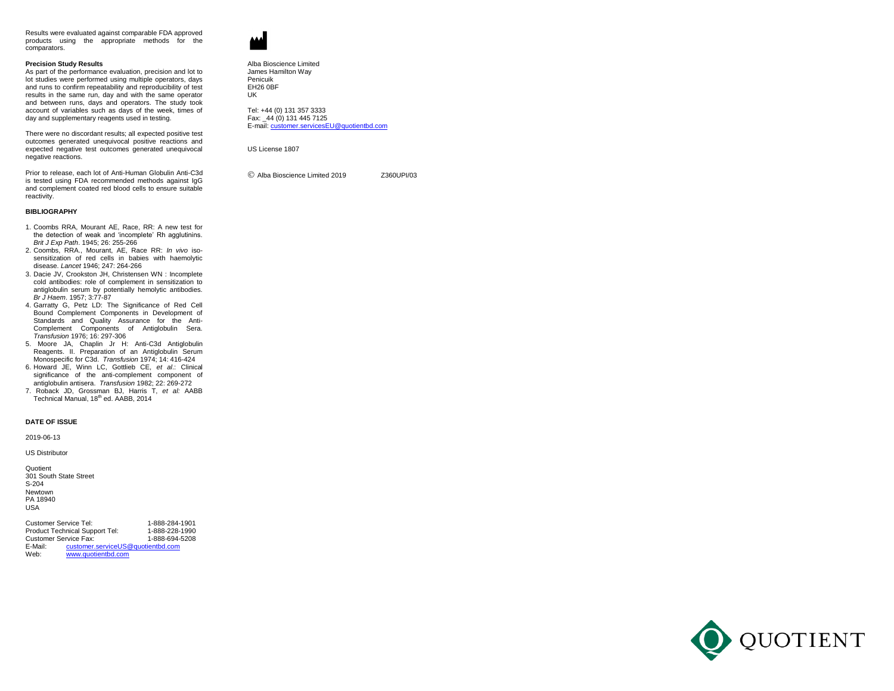Results were evaluated against comparable FDA approved products using the appropriate methods for the comparators.

**Precision Study Results**

As part of the performance evaluation, precision and lot to lot studies were performed using multiple operators, days and runs to confirm repeatability and reproducibility of test results in the same run, day and with the same operator and between runs, days and operators. The study took account of variables such as days of the week, times of day and supplementary reagents used in testing.

There were no discordant results; all expected positive test outcomes generated unequivocal positive reactions and expected negative test outcomes generated unequivocal negative reactions.

Prior to release, each lot of Anti-Human Globulin Anti-C3d is tested using FDA recommended methods against IgG and complement coated red blood cells to ensure suitable reactivity.

## BIBLIOGRAPHY

1. Coombs RRA, Mourant AE, Race, RR: A new test for the detection of weak and 'incomplete' Rh agglutinins. *Brit J Exp Path*. 1945; 26: 255-266
2. Coombs, RRA., Mourant, AE, Race RR: *In vivo* iso-sensitization of red cells in babies with haemolytic disease. *Lancet* 1946; 247: 264-266
3. Dacie JV, Crookston JH, Christensen WN : Incomplete cold antibodies: role of complement in sensitization to antiglobulin serum by potentially hemolytic antibodies. *Br J Haem*. 1957; 3:77-87
4. Garratty G, Petz LD: The Significance of Red Cell Bound Complement Components in Development of Standards and Quality Assurance for the Anti-Complement Components of Antiglobulin Sera. *Transfusion* 1976; 16: 297-306
5. Moore JA, Chaplin Jr H: Anti-C3d Antiglobulin Reagents. II. Preparation of an Antiglobulin Serum Monospecific for C3d. *Transfusion* 1974; 14: 416-424
6. Howard JE, Winn LC, Gottlieb CE, *et al*.: Clinical significance of the anti-complement component of antiglobulin antisera. *Transfusion* 1982; 22: 269-272
7. Roback JD, Grossman BJ, Harris T, *et al:* AABB Technical Manual, 18th ed. AABB, 2014

## DATE OF ISSUE

2019-06-13

US Distributor

Quotient
301 South State Street
S-204
Newtown
PA 18940
USA

| | |
|---|---|
| Customer Service Tel: | 1-888-284-1901 |
| Product Technical Support Tel: | 1-888-228-1990 |
| Customer Service Fax: | 1-888-694-5208 |
| E-Mail: | customer.serviceUS@quotientbd.com |
| Web: | www.quotientbd.com |

Alba Bioscience Limited
James Hamilton Way
Penicuik
EH26 0BF
UK

Tel: +44 (0) 131 357 3333
Fax: _44 (0) 131 445 7125
E-mail: customer.servicesEU@quotientbd.com

US License 1807

© Alba Bioscience Limited 2019 Z360UPI/03

QUOTIENT